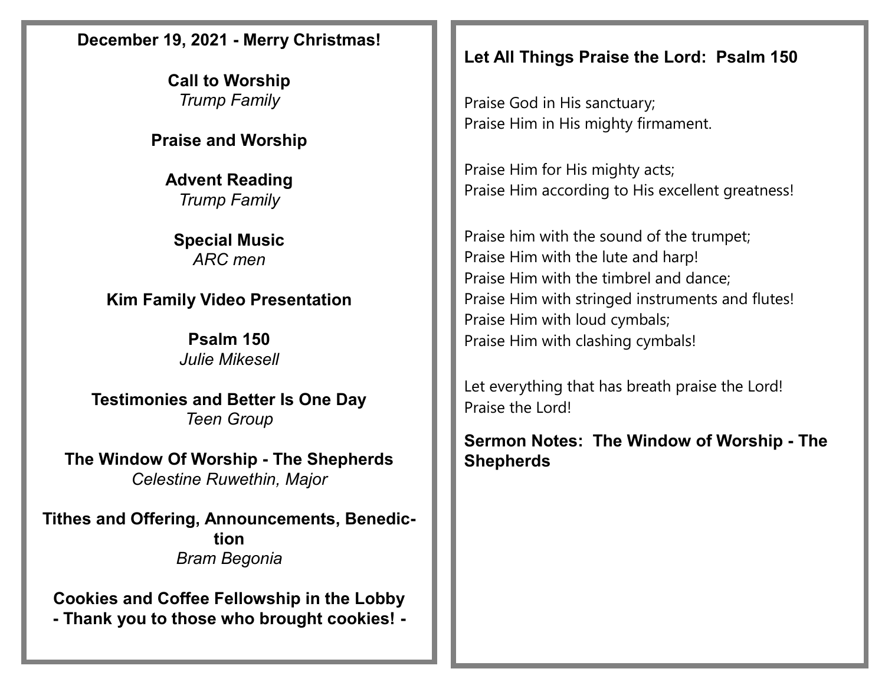**December 19, 2021 - Merry Christmas!**

**Call to Worship**
*Trump Family*

**Praise and Worship**

**Advent Reading**
*Trump Family*

**Special Music**
*ARC men*

**Kim Family Video Presentation**

**Psalm 150**
*Julie Mikesell*

**Testimonies and Better Is One Day**
*Teen Group*

**The Window Of Worship - The Shepherds**
*Celestine Ruwethin, Major*

**Tithes and Offering, Announcements, Benediction**
*Bram Begonia*

**Cookies and Coffee Fellowship in the Lobby**
**- Thank you to those who brought cookies! -**

## Let All Things Praise the Lord: Psalm 150

Praise God in His sanctuary;
Praise Him in His mighty firmament.

Praise Him for His mighty acts;
Praise Him according to His excellent greatness!

Praise him with the sound of the trumpet;
Praise Him with the lute and harp!
Praise Him with the timbrel and dance;
Praise Him with stringed instruments and flutes!
Praise Him with loud cymbals;
Praise Him with clashing cymbals!

Let everything that has breath praise the Lord!
Praise the Lord!

## Sermon Notes: The Window of Worship - The Shepherds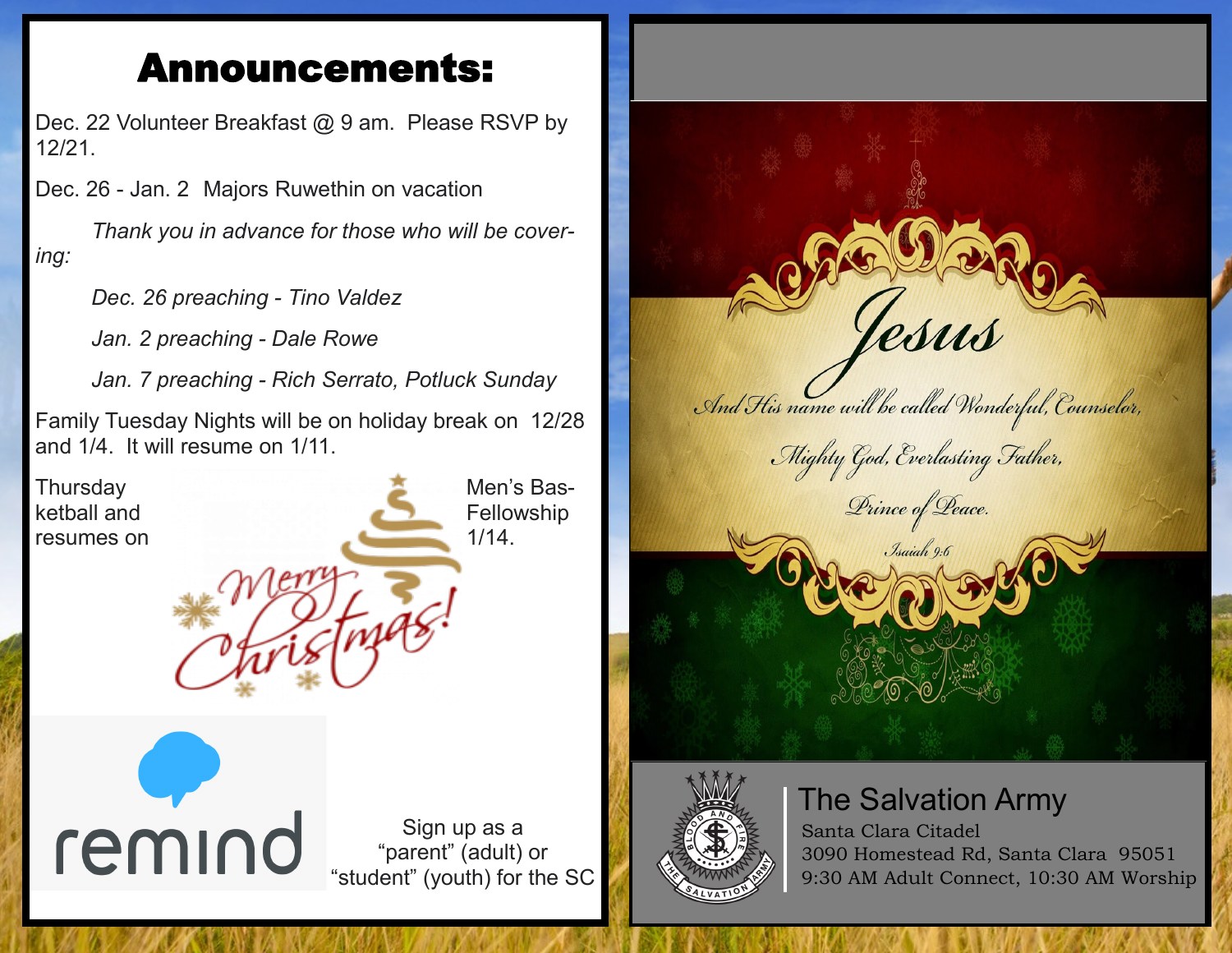# Announcements:

Dec. 22 Volunteer Breakfast @ 9 am. Please RSVP by 12/21.

Dec. 26 - Jan. 2 Majors Ruwethin on vacation

*Thank you in advance for those who will be covering:*

*Dec. 26 preaching - Tino Valdez*

*Jan. 2 preaching - Dale Rowe*

*Jan. 7 preaching - Rich Serrato, Potluck Sunday*

Family Tuesday Nights will be on holiday break on 12/28 and 1/4. It will resume on 1/11.

Thursday Men's Basketball and Fellowship resumes on 1/14.

Merry Christmas!

remind

Sign up as a "parent" (adult) or "student" (youth) for the SC

*Jesus*

*And His name will be called Wonderful, Counselor, Mighty God, Everlasting Father, Prince of Peace.*

*Isaiah 9:6*

## The Salvation Army

Santa Clara Citadel
3090 Homestead Rd, Santa Clara 95051
9:30 AM Adult Connect, 10:30 AM Worship